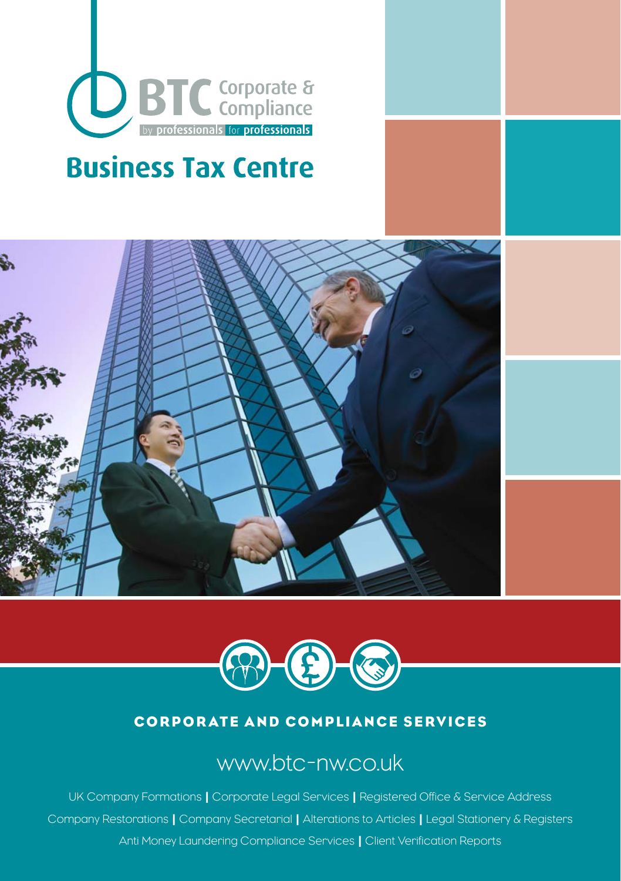BTC Corporate & Compliance

by professionals for professionals

# Business Tax Centre

## CORPORATE AND COMPLIANCE SERVICES

www.btc-nw.co.uk

UK Company Formations | Corporate Legal Services | Registered Office & Service Address
Company Restorations | Company Secretarial | Alterations to Articles | Legal Stationery & Registers
Anti Money Laundering Compliance Services | Client Verification Reports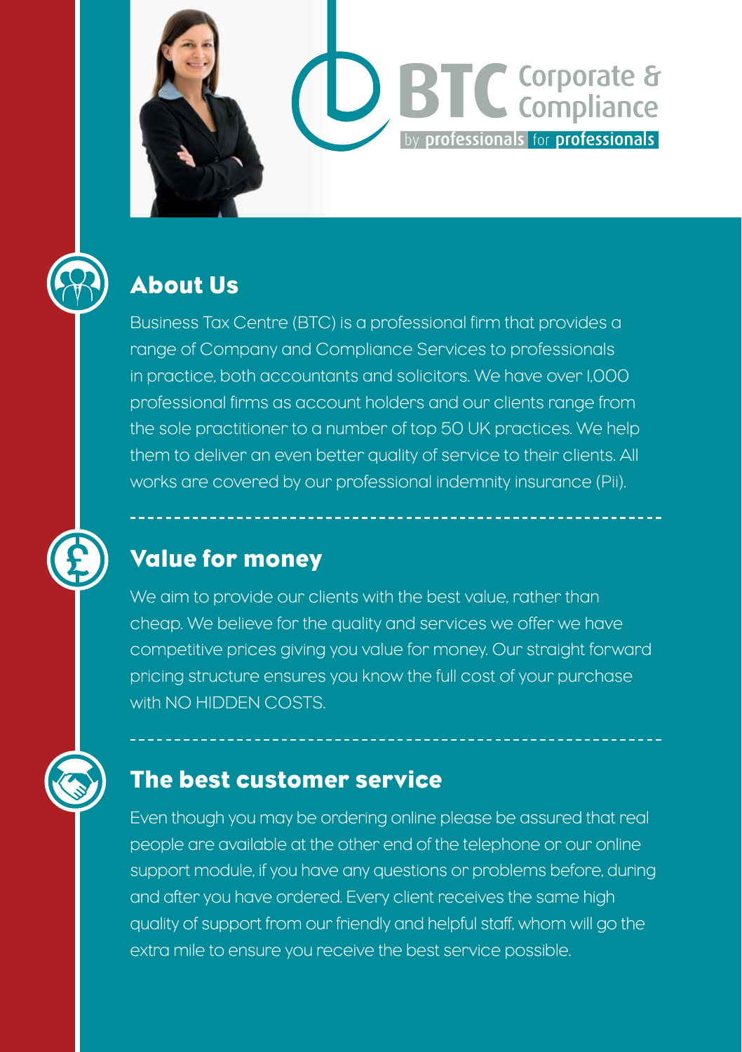BTC Corporate & Compliance

by professionals for professionals

## About Us

Business Tax Centre (BTC) is a professional firm that provides a range of Company and Compliance Services to professionals in practice, both accountants and solicitors. We have over 1,000 professional firms as account holders and our clients range from the sole practitioner to a number of top 50 UK practices. We help them to deliver an even better quality of service to their clients. All works are covered by our professional indemnity insurance (Pii).

## Value for money

We aim to provide our clients with the best value, rather than cheap. We believe for the quality and services we offer we have competitive prices giving you value for money. Our straight forward pricing structure ensures you know the full cost of your purchase with NO HIDDEN COSTS.

## The best customer service

Even though you may be ordering online please be assured that real people are available at the other end of the telephone or our online support module, if you have any questions or problems before, during and after you have ordered. Every client receives the same high quality of support from our friendly and helpful staff, whom will go the extra mile to ensure you receive the best service possible.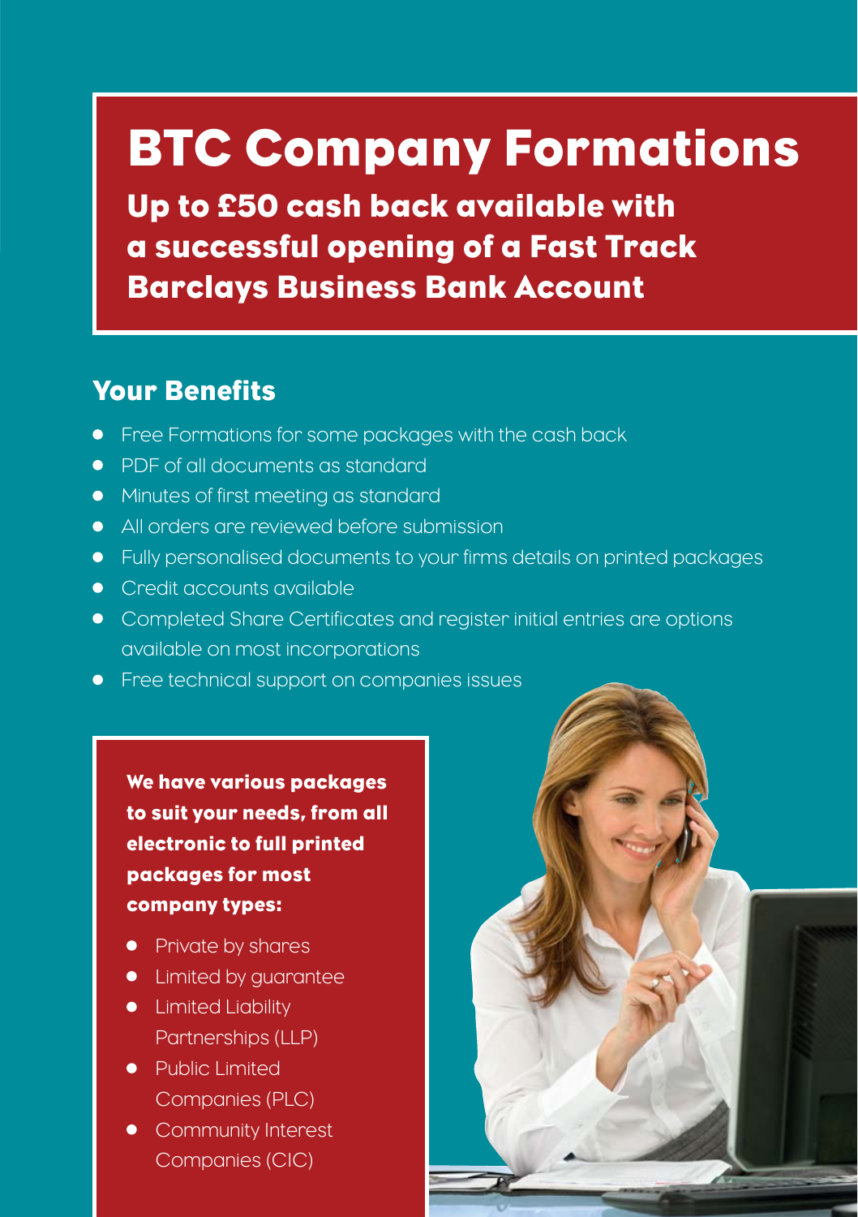# BTC Company Formations

**Up to £50 cash back available with a successful opening of a Fast Track Barclays Business Bank Account**

## Your Benefits

- Free Formations for some packages with the cash back
- PDF of all documents as standard
- Minutes of first meeting as standard
- All orders are reviewed before submission
- Fully personalised documents to your firms details on printed packages
- Credit accounts available
- Completed Share Certificates and register initial entries are options available on most incorporations
- Free technical support on companies issues

**We have various packages to suit your needs, from all electronic to full printed packages for most company types:**

- Private by shares
- Limited by guarantee
- Limited Liability Partnerships (LLP)
- Public Limited Companies (PLC)
- Community Interest Companies (CIC)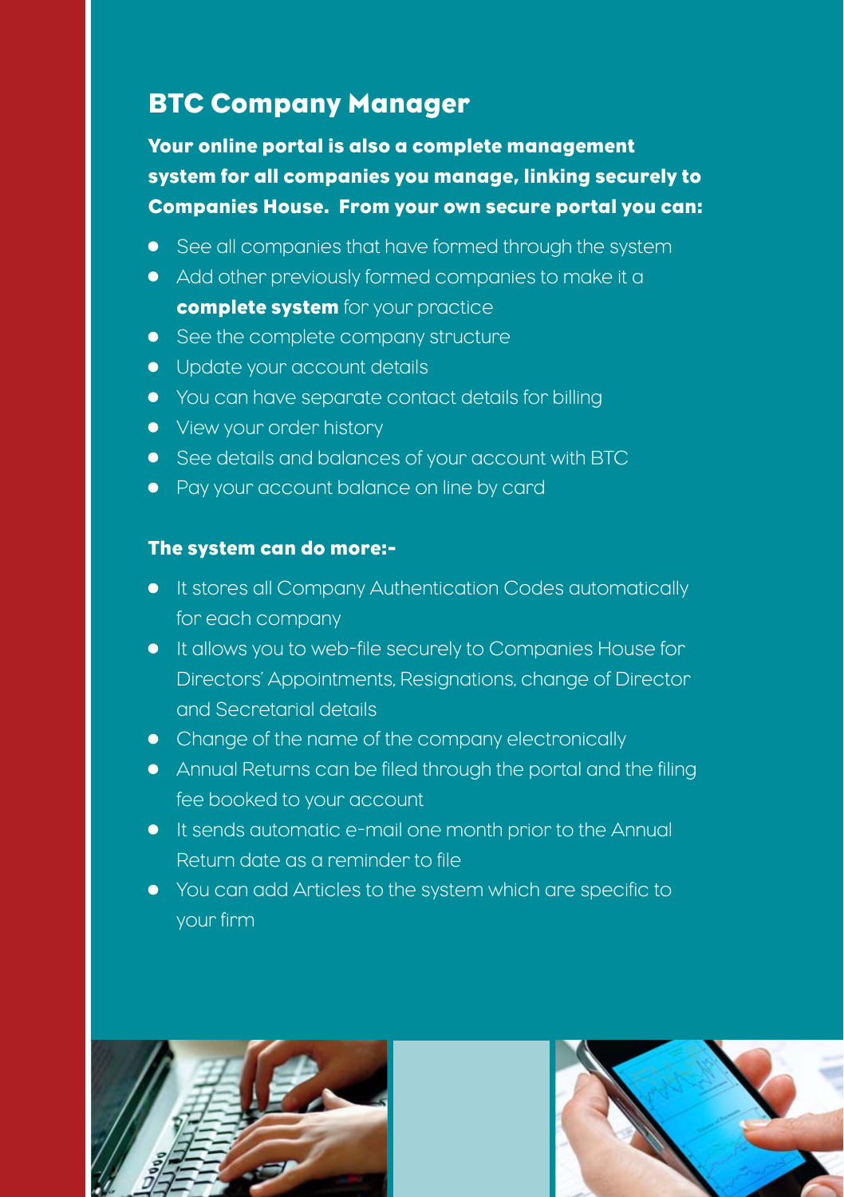# BTC Company Manager

**Your online portal is also a complete management system for all companies you manage, linking securely to Companies House. From your own secure portal you can:**

- See all companies that have formed through the system
- Add other previously formed companies to make it a **complete system** for your practice
- See the complete company structure
- Update your account details
- You can have separate contact details for billing
- View your order history
- See details and balances of your account with BTC
- Pay your account balance on line by card

**The system can do more:-**

- It stores all Company Authentication Codes automatically for each company
- It allows you to web-file securely to Companies House for Directors' Appointments, Resignations, change of Director and Secretarial details
- Change of the name of the company electronically
- Annual Returns can be filed through the portal and the filing fee booked to your account
- It sends automatic e-mail one month prior to the Annual Return date as a reminder to file
- You can add Articles to the system which are specific to your firm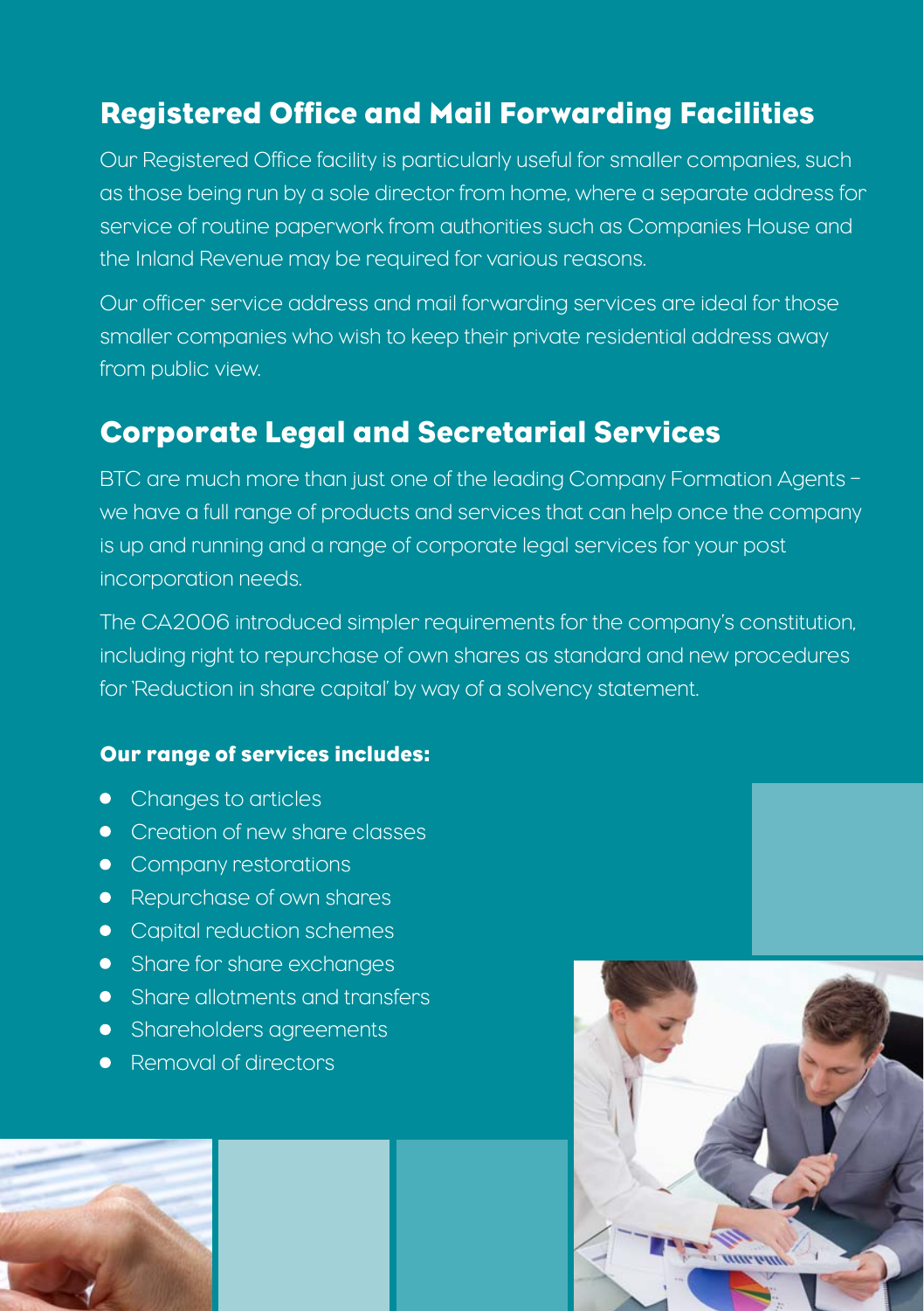## Registered Office and Mail Forwarding Facilities

Our Registered Office facility is particularly useful for smaller companies, such as those being run by a sole director from home, where a separate address for service of routine paperwork from authorities such as Companies House and the Inland Revenue may be required for various reasons.

Our officer service address and mail forwarding services are ideal for those smaller companies who wish to keep their private residential address away from public view.

## Corporate Legal and Secretarial Services

BTC are much more than just one of the leading Company Formation Agents – we have a full range of products and services that can help once the company is up and running and a range of corporate legal services for your post incorporation needs.

The CA2006 introduced simpler requirements for the company's constitution, including right to repurchase of own shares as standard and new procedures for 'Reduction in share capital' by way of a solvency statement.

**Our range of services includes:**

- Changes to articles
- Creation of new share classes
- Company restorations
- Repurchase of own shares
- Capital reduction schemes
- Share for share exchanges
- Share allotments and transfers
- Shareholders agreements
- Removal of directors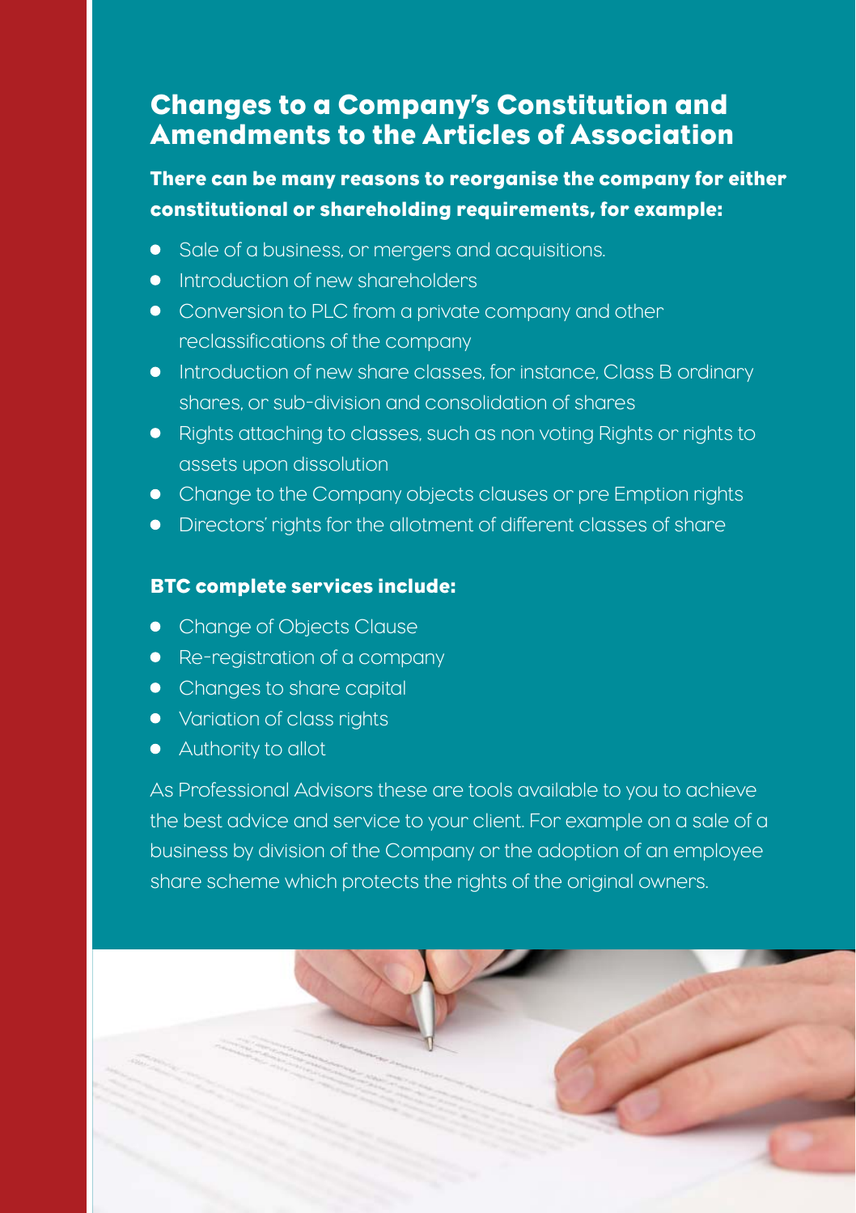# Changes to a Company's Constitution and Amendments to the Articles of Association

**There can be many reasons to reorganise the company for either constitutional or shareholding requirements, for example:**

- Sale of a business, or mergers and acquisitions.
- Introduction of new shareholders
- Conversion to PLC from a private company and other reclassifications of the company
- Introduction of new share classes, for instance, Class B ordinary shares, or sub-division and consolidation of shares
- Rights attaching to classes, such as non voting Rights or rights to assets upon dissolution
- Change to the Company objects clauses or pre Emption rights
- Directors' rights for the allotment of different classes of share

**BTC complete services include:**

- Change of Objects Clause
- Re-registration of a company
- Changes to share capital
- Variation of class rights
- Authority to allot

As Professional Advisors these are tools available to you to achieve the best advice and service to your client. For example on a sale of a business by division of the Company or the adoption of an employee share scheme which protects the rights of the original owners.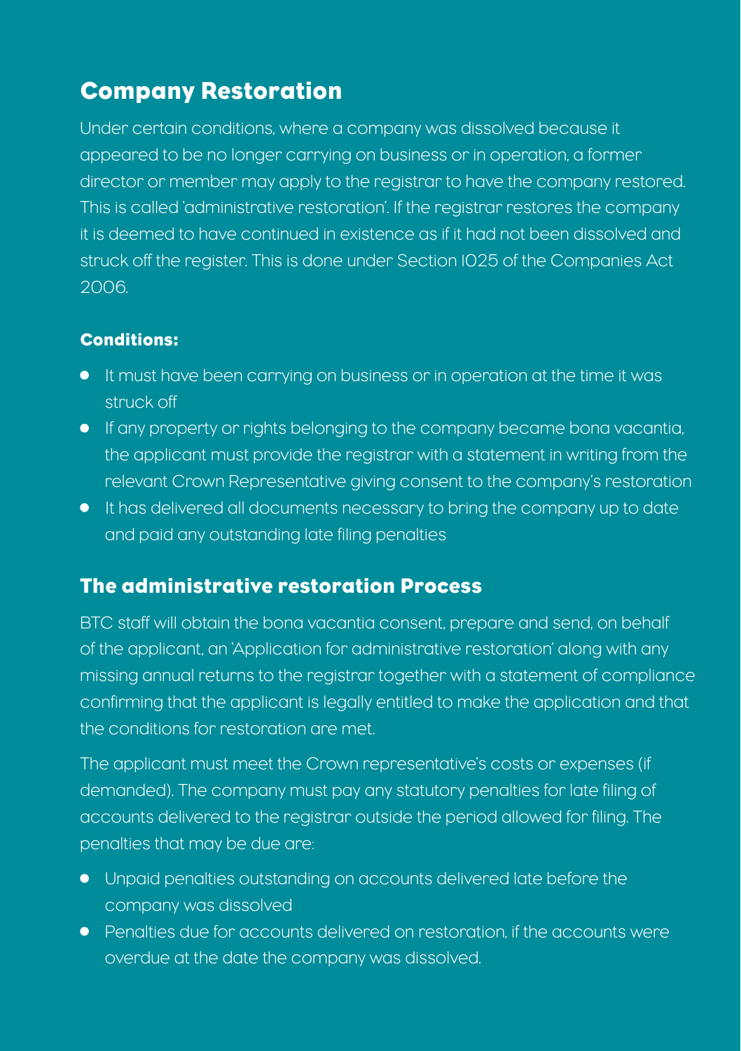## Company Restoration

Under certain conditions, where a company was dissolved because it appeared to be no longer carrying on business or in operation, a former director or member may apply to the registrar to have the company restored. This is called 'administrative restoration'. If the registrar restores the company it is deemed to have continued in existence as if it had not been dissolved and struck off the register. This is done under Section 1025 of the Companies Act 2006.

### Conditions:

- It must have been carrying on business or in operation at the time it was struck off
- If any property or rights belonging to the company became bona vacantia, the applicant must provide the registrar with a statement in writing from the relevant Crown Representative giving consent to the company's restoration
- It has delivered all documents necessary to bring the company up to date and paid any outstanding late filing penalties

## The administrative restoration Process

BTC staff will obtain the bona vacantia consent, prepare and send, on behalf of the applicant, an 'Application for administrative restoration' along with any missing annual returns to the registrar together with a statement of compliance confirming that the applicant is legally entitled to make the application and that the conditions for restoration are met.

The applicant must meet the Crown representative's costs or expenses (if demanded). The company must pay any statutory penalties for late filing of accounts delivered to the registrar outside the period allowed for filing. The penalties that may be due are:

- Unpaid penalties outstanding on accounts delivered late before the company was dissolved
- Penalties due for accounts delivered on restoration, if the accounts were overdue at the date the company was dissolved.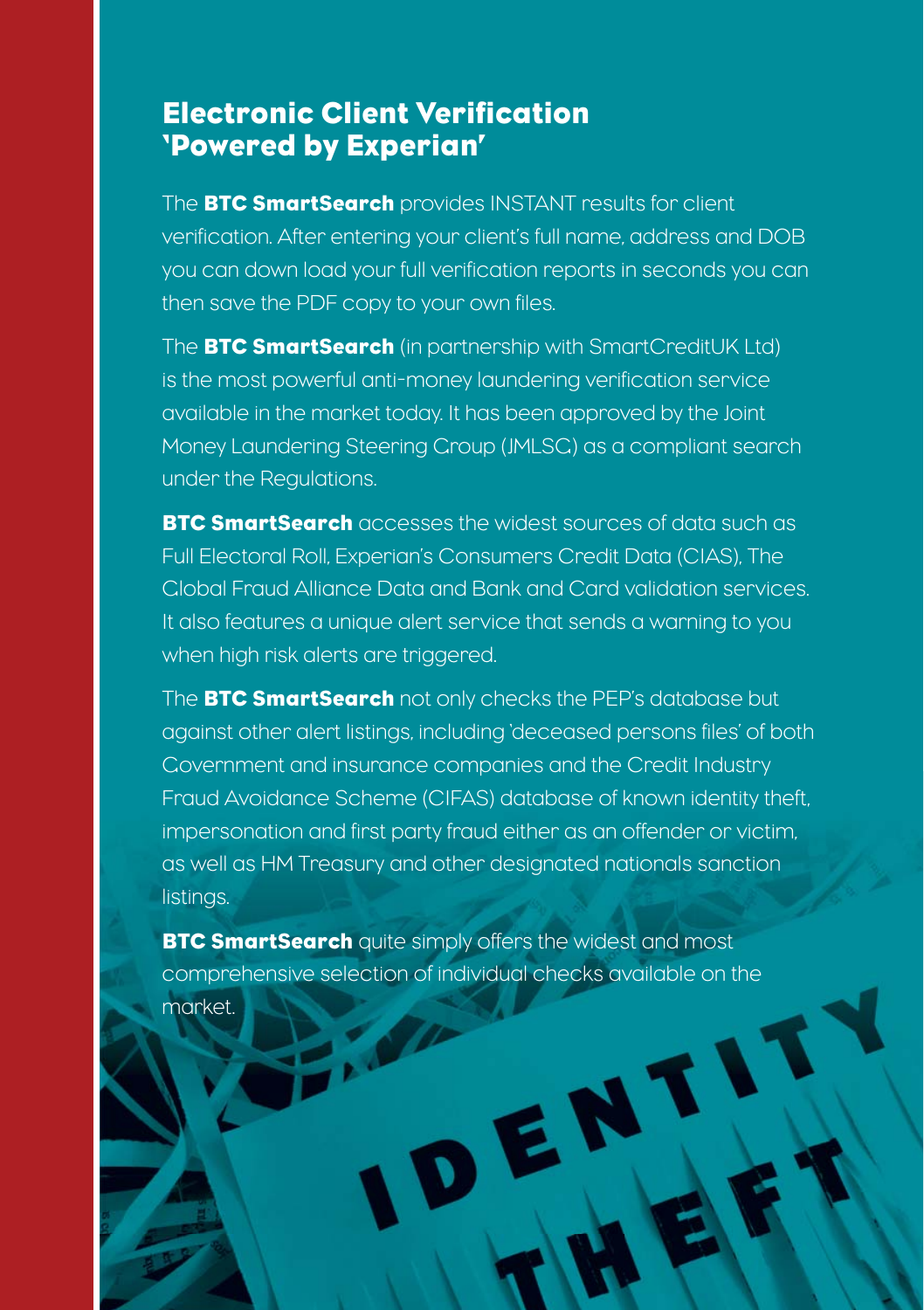## Electronic Client Verification 'Powered by Experian'

The **BTC SmartSearch** provides INSTANT results for client verification. After entering your client's full name, address and DOB you can down load your full verification reports in seconds you can then save the PDF copy to your own files.

The **BTC SmartSearch** (in partnership with SmartCreditUK Ltd) is the most powerful anti-money laundering verification service available in the market today. It has been approved by the Joint Money Laundering Steering Group (JMLSG) as a compliant search under the Regulations.

**BTC SmartSearch** accesses the widest sources of data such as Full Electoral Roll, Experian's Consumers Credit Data (CIAS), The Global Fraud Alliance Data and Bank and Card validation services. It also features a unique alert service that sends a warning to you when high risk alerts are triggered.

The **BTC SmartSearch** not only checks the PEP's database but against other alert listings, including 'deceased persons files' of both Government and insurance companies and the Credit Industry Fraud Avoidance Scheme (CIFAS) database of known identity theft, impersonation and first party fraud either as an offender or victim, as well as HM Treasury and other designated nationals sanction listings.

**BTC SmartSearch** quite simply offers the widest and most comprehensive selection of individual checks available on the market.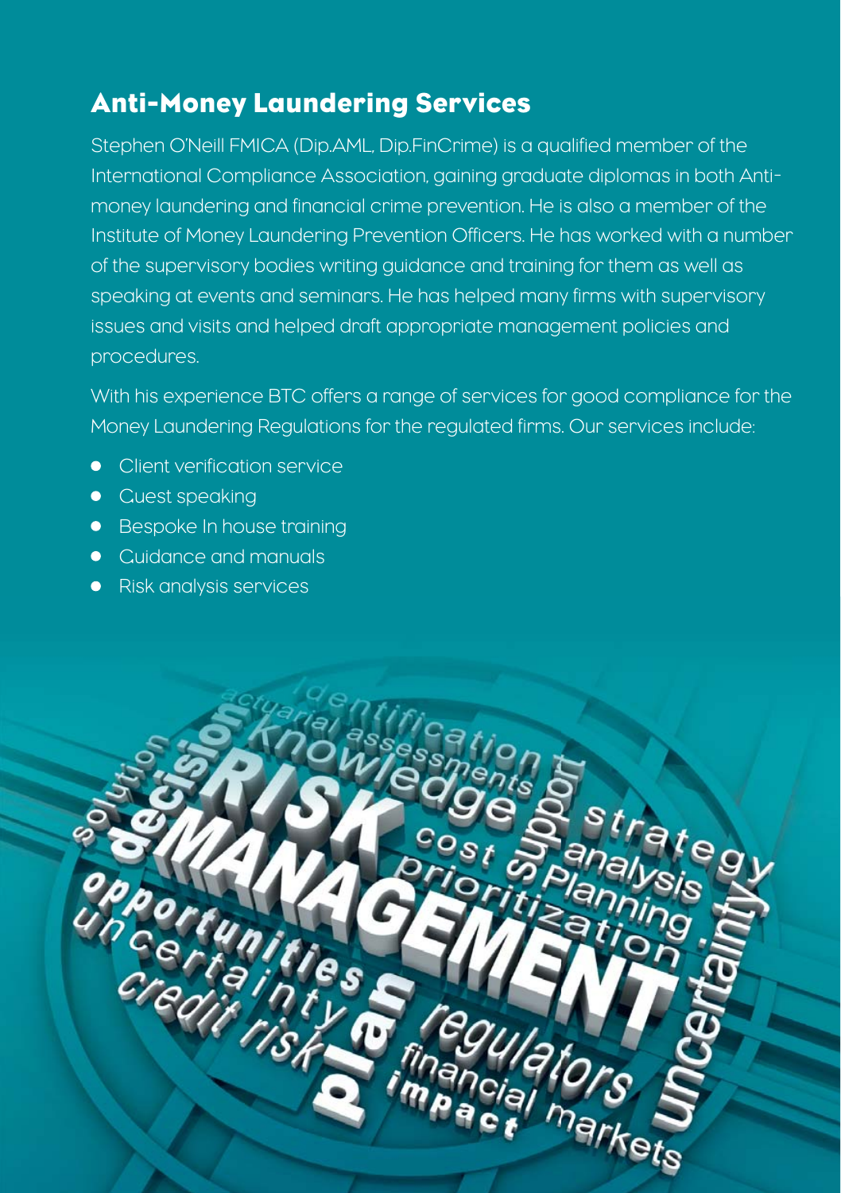## Anti-Money Laundering Services

Stephen O'Neill FMICA (Dip.AML, Dip.FinCrime) is a qualified member of the International Compliance Association, gaining graduate diplomas in both Anti-money laundering and financial crime prevention. He is also a member of the Institute of Money Laundering Prevention Officers. He has worked with a number of the supervisory bodies writing guidance and training for them as well as speaking at events and seminars. He has helped many firms with supervisory issues and visits and helped draft appropriate management policies and procedures.

With his experience BTC offers a range of services for good compliance for the Money Laundering Regulations for the regulated firms. Our services include:

- Client verification service
- Guest speaking
- Bespoke In house training
- Guidance and manuals
- Risk analysis services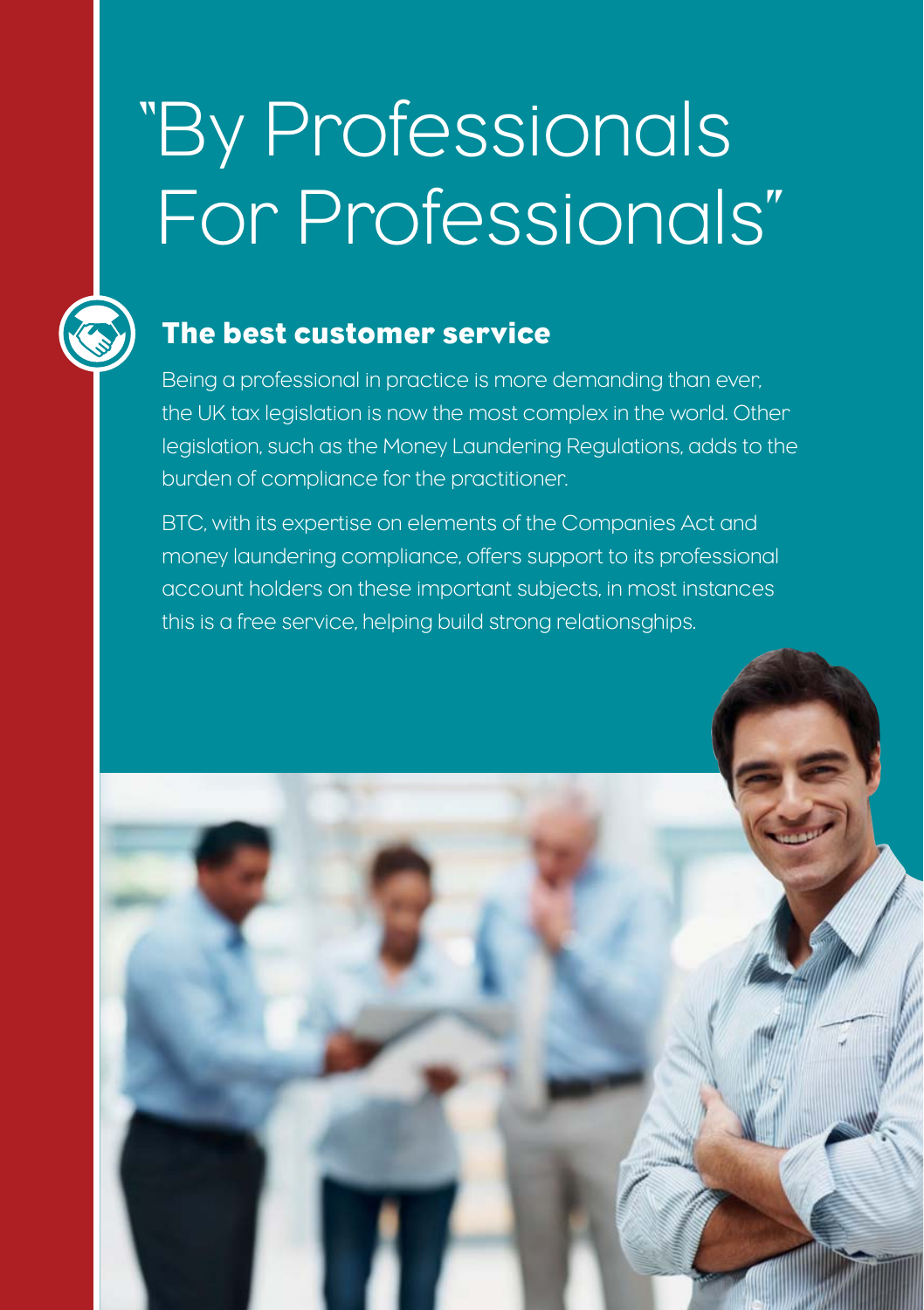# "By Professionals For Professionals"

## The best customer service

Being a professional in practice is more demanding than ever, the UK tax legislation is now the most complex in the world. Other legislation, such as the Money Laundering Regulations, adds to the burden of compliance for the practitioner.

BTC, with its expertise on elements of the Companies Act and money laundering compliance, offers support to its professional account holders on these important subjects, in most instances this is a free service, helping build strong relationsghips.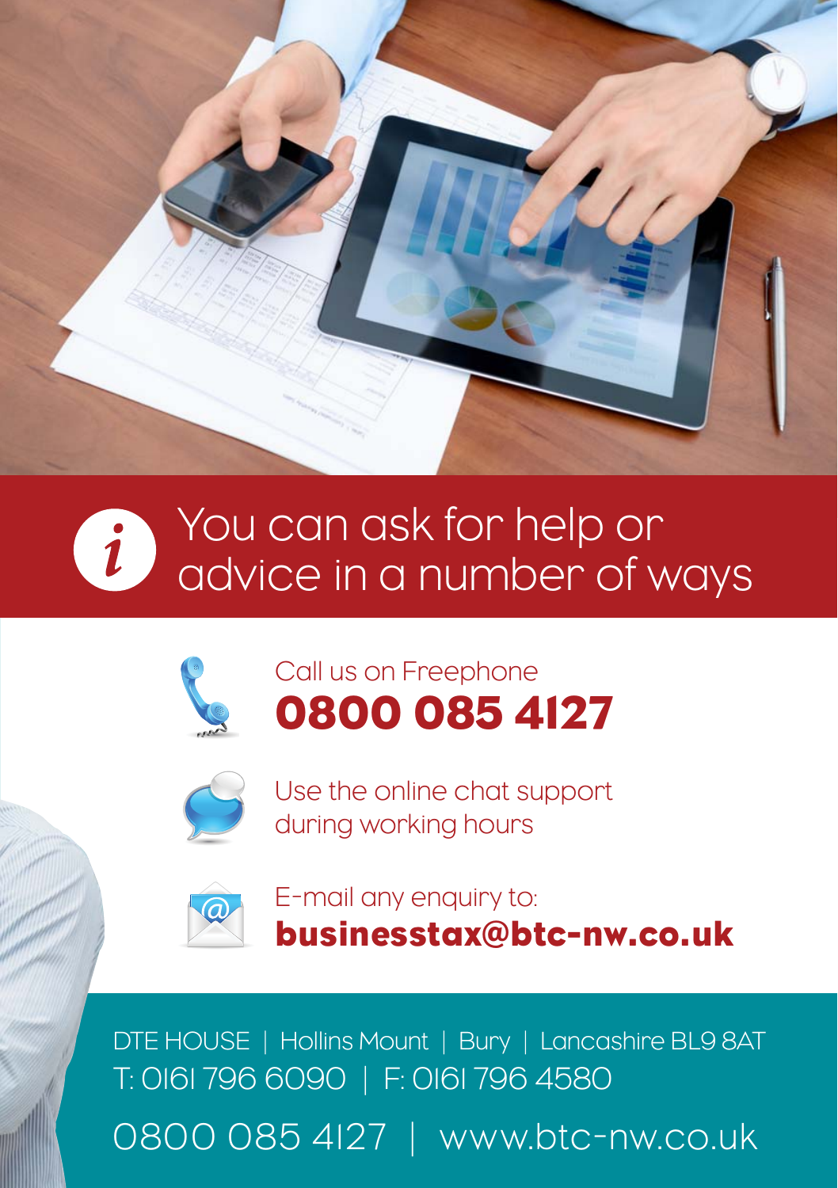# You can ask for help or advice in a number of ways

Call us on Freephone
**0800 085 4127**

Use the online chat support during working hours

E-mail any enquiry to:
**businesstax@btc-nw.co.uk**

DTE HOUSE | Hollins Mount | Bury | Lancashire BL9 8AT
T: 0161 796 6090 | F: 0161 796 4580

0800 085 4127 | www.btc-nw.co.uk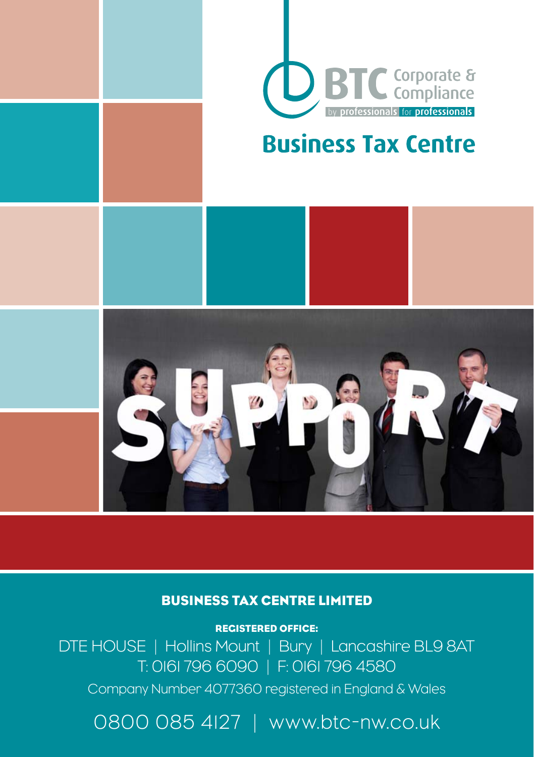BTC Corporate & Compliance

by professionals for professionals

# Business Tax Centre

## BUSINESS TAX CENTRE LIMITED

**REGISTERED OFFICE:**

DTE HOUSE | Hollins Mount | Bury | Lancashire BL9 8AT

T: 0161 796 6090 | F: 0161 796 4580

Company Number 4077360 registered in England & Wales

0800 085 4127 | www.btc-nw.co.uk